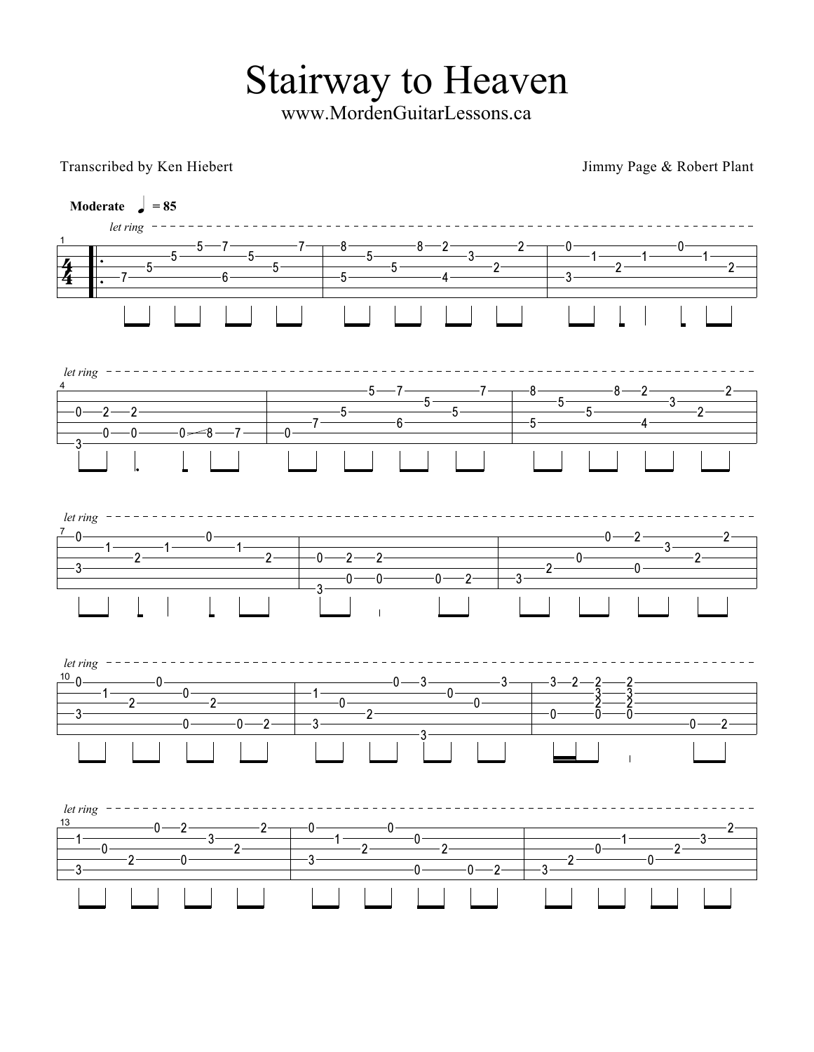# Stairway to Heaven

www.MordenGuitarLessons.ca

Transcribed by Ken Hiebert

Jimmy Page & Robert Plant

**Moderate** ♩ = 85

*let ring*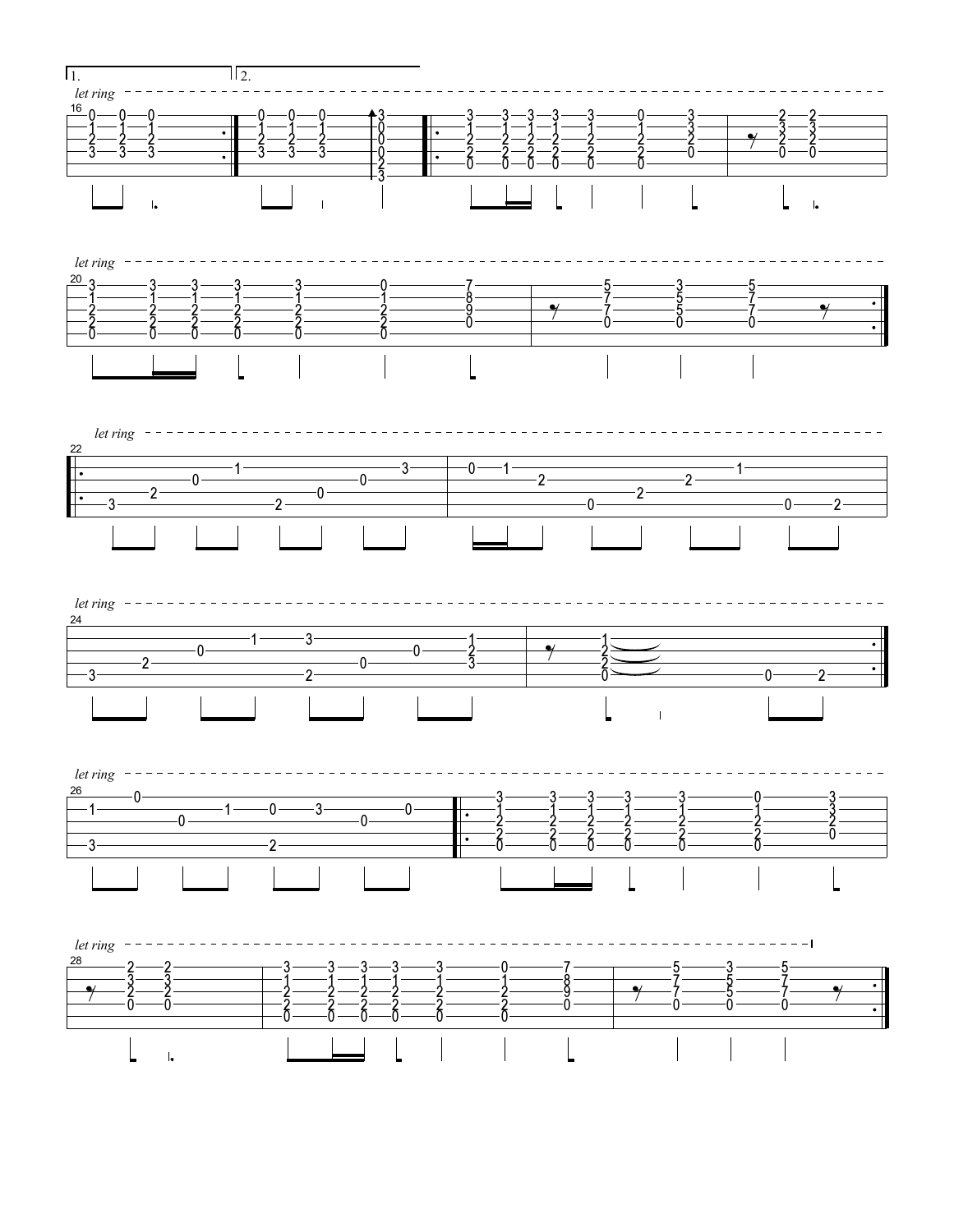1. 2.

*let ring*

16

*let ring*

20

*let ring*

22

*let ring*

24

*let ring*

26

*let ring*

28